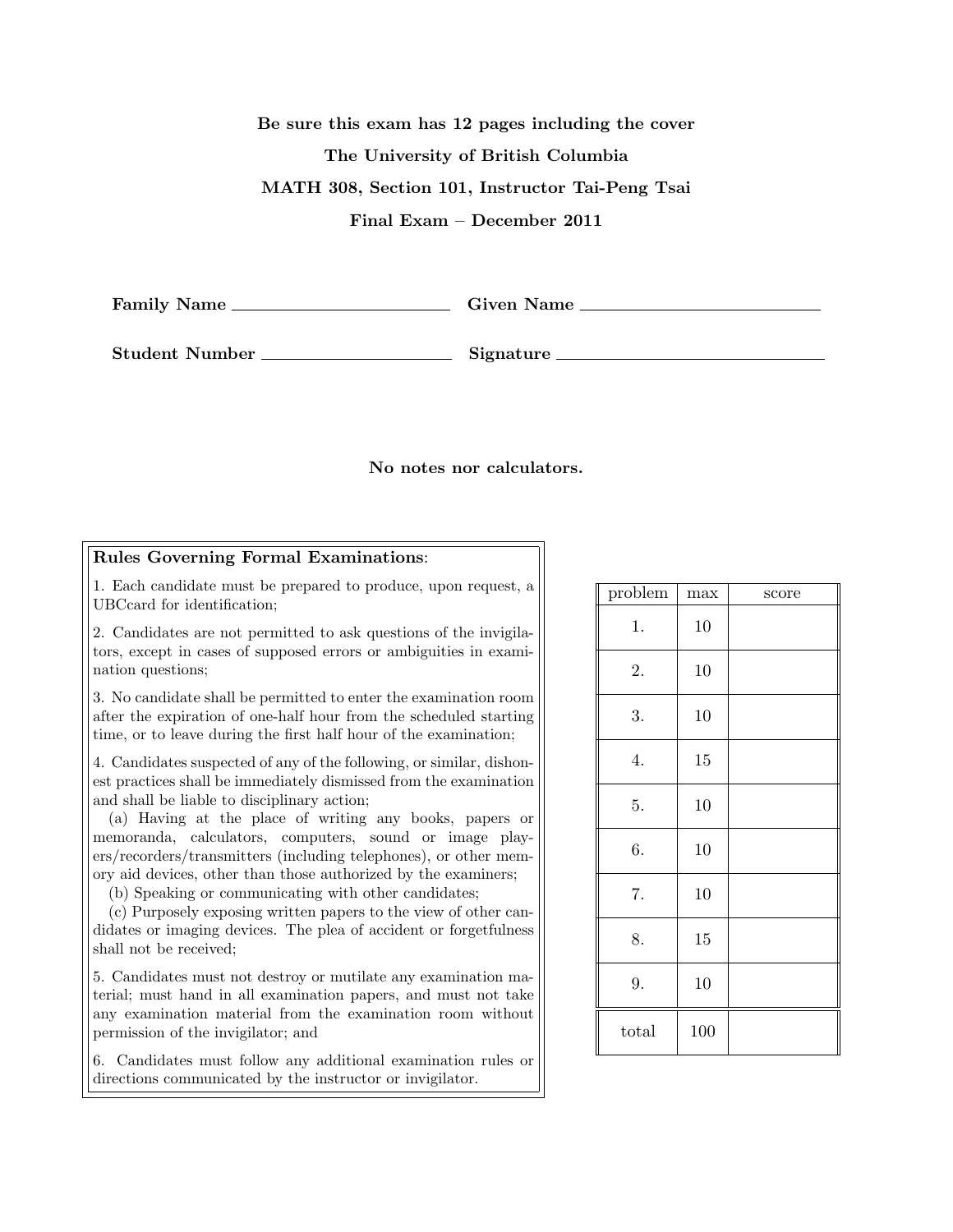**Be sure this exam has 12 pages including the cover**

**The University of British Columbia**

**MATH 308, Section 101, Instructor Tai-Peng Tsai**

**Final Exam – December 2011**

**Family Name** \_\_\_\_\_\_\_\_\_\_\_\_\_\_\_\_\_\_\_\_ **Given Name** \_\_\_\_\_\_\_\_\_\_\_\_\_\_\_\_\_\_\_\_

**Student Number** \_\_\_\_\_\_\_\_\_\_\_\_\_\_\_\_\_\_\_\_ **Signature** \_\_\_\_\_\_\_\_\_\_\_\_\_\_\_\_\_\_\_\_

**No notes nor calculators.**

**Rules Governing Formal Examinations**:

1. Each candidate must be prepared to produce, upon request, a UBCcard for identification;

2. Candidates are not permitted to ask questions of the invigilators, except in cases of supposed errors or ambiguities in examination questions;

3. No candidate shall be permitted to enter the examination room after the expiration of one-half hour from the scheduled starting time, or to leave during the first half hour of the examination;

4. Candidates suspected of any of the following, or similar, dishonest practices shall be immediately dismissed from the examination and shall be liable to disciplinary action;
 (a) Having at the place of writing any books, papers or memoranda, calculators, computers, sound or image players/recorders/transmitters (including telephones), or other memory aid devices, other than those authorized by the examiners;
 (b) Speaking or communicating with other candidates;
 (c) Purposely exposing written papers to the view of other candidates or imaging devices. The plea of accident or forgetfulness shall not be received;

5. Candidates must not destroy or mutilate any examination material; must hand in all examination papers, and must not take any examination material from the examination room without permission of the invigilator; and

6. Candidates must follow any additional examination rules or directions communicated by the instructor or invigilator.

| problem | max | score |
|---|---|---|
| 1. | 10 | |
| 2. | 10 | |
| 3. | 10 | |
| 4. | 15 | |
| 5. | 10 | |
| 6. | 10 | |
| 7. | 10 | |
| 8. | 15 | |
| 9. | 10 | |
| total | 100 | |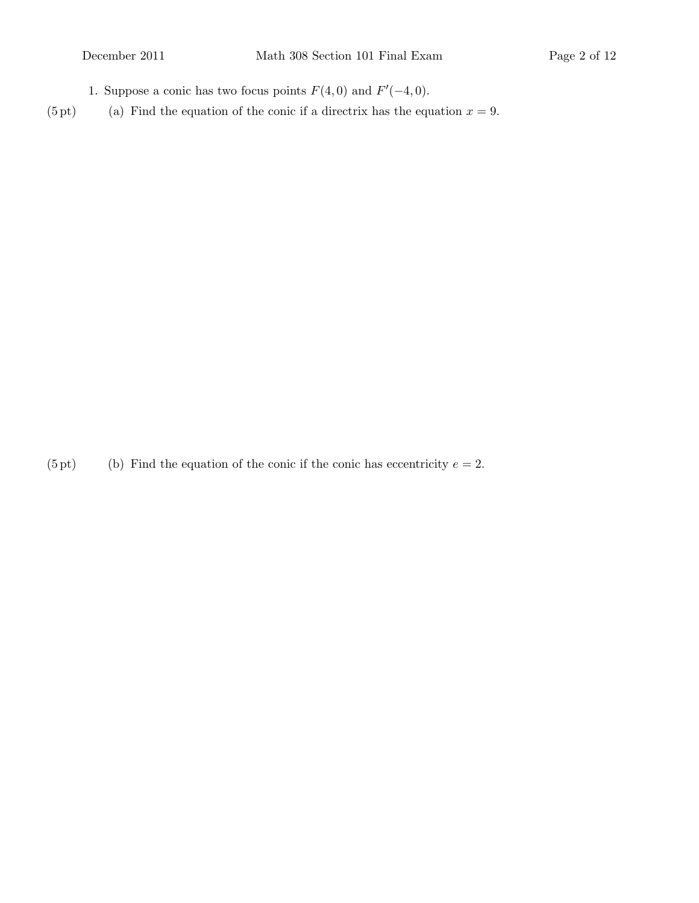1. Suppose a conic has two focus points $F(4, 0)$ and $F'(-4, 0)$.

(5 pt) (a) Find the equation of the conic if a directrix has the equation $x = 9$.

(5 pt) (b) Find the equation of the conic if the conic has eccentricity $e = 2$.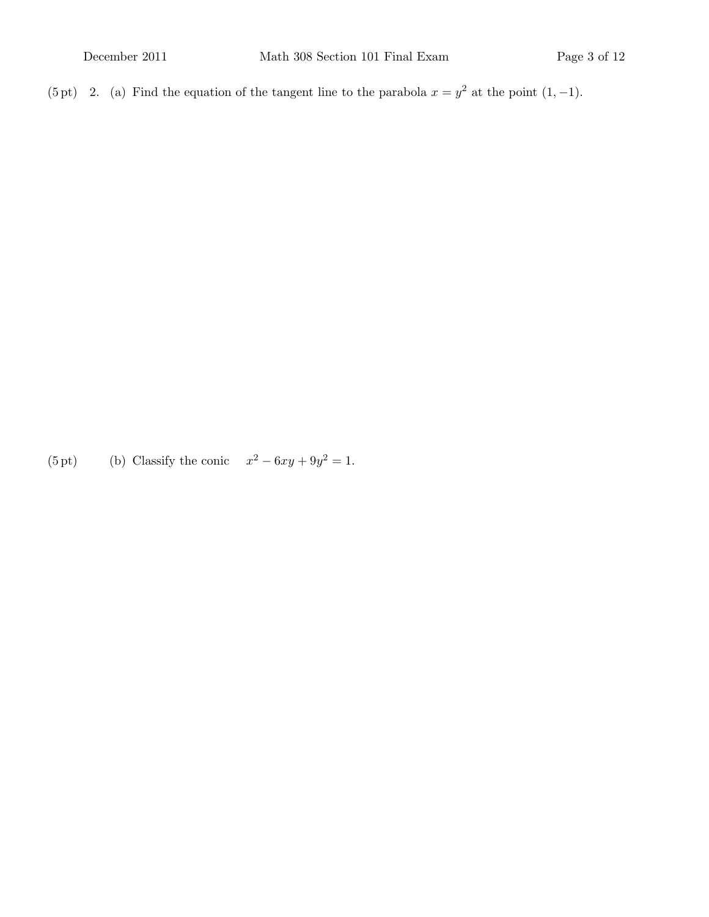(5 pt) 2. (a) Find the equation of the tangent line to the parabola $x = y^2$ at the point $(1, -1)$.

(5 pt) (b) Classify the conic $x^2 - 6xy + 9y^2 = 1$.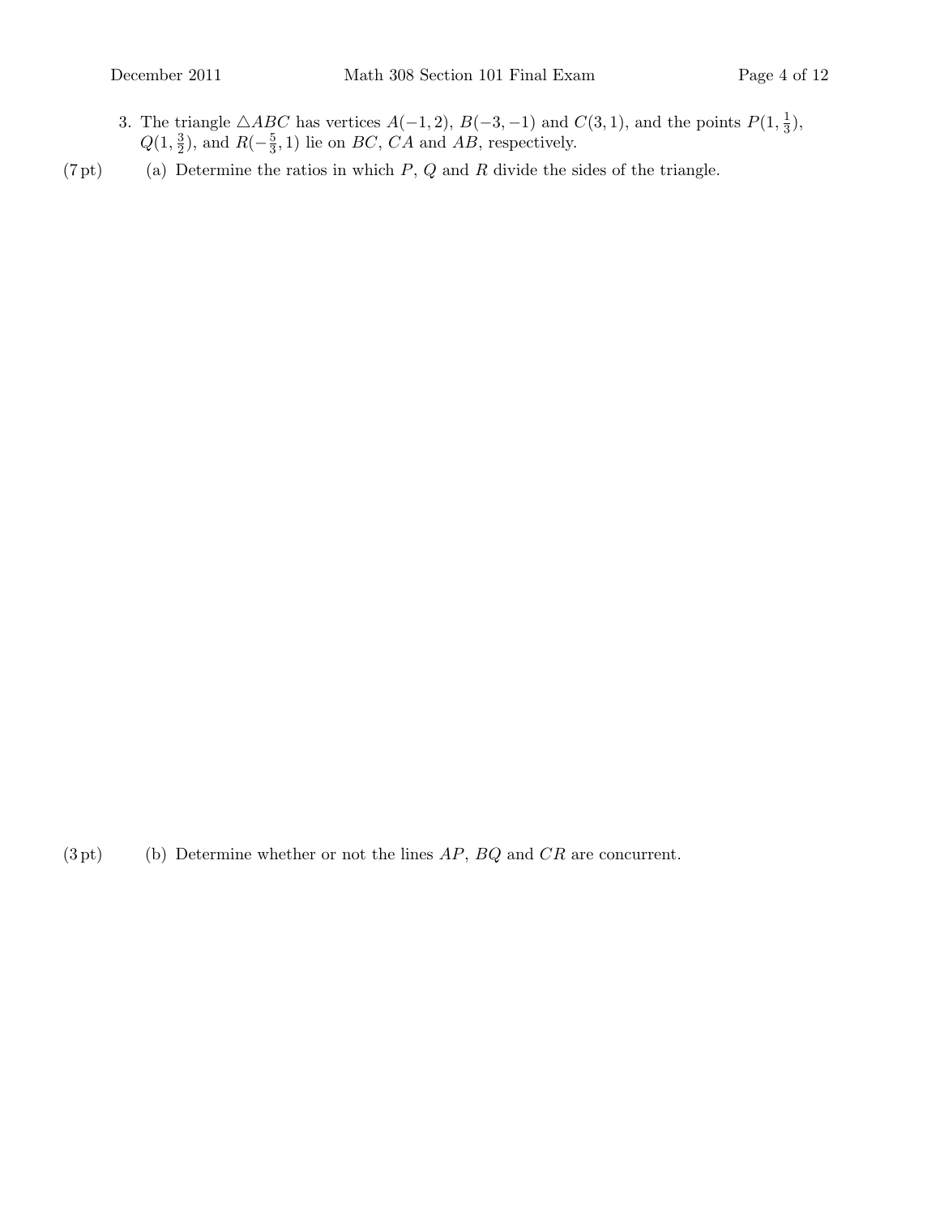3. The triangle $\triangle ABC$ has vertices $A(-1, 2)$, $B(-3, -1)$ and $C(3, 1)$, and the points $P(1, \frac{1}{3})$, $Q(1, \frac{3}{2})$, and $R(-\frac{5}{3}, 1)$ lie on $BC$, $CA$ and $AB$, respectively.

(7 pt) (a) Determine the ratios in which $P$, $Q$ and $R$ divide the sides of the triangle.

(3 pt) (b) Determine whether or not the lines $AP$, $BQ$ and $CR$ are concurrent.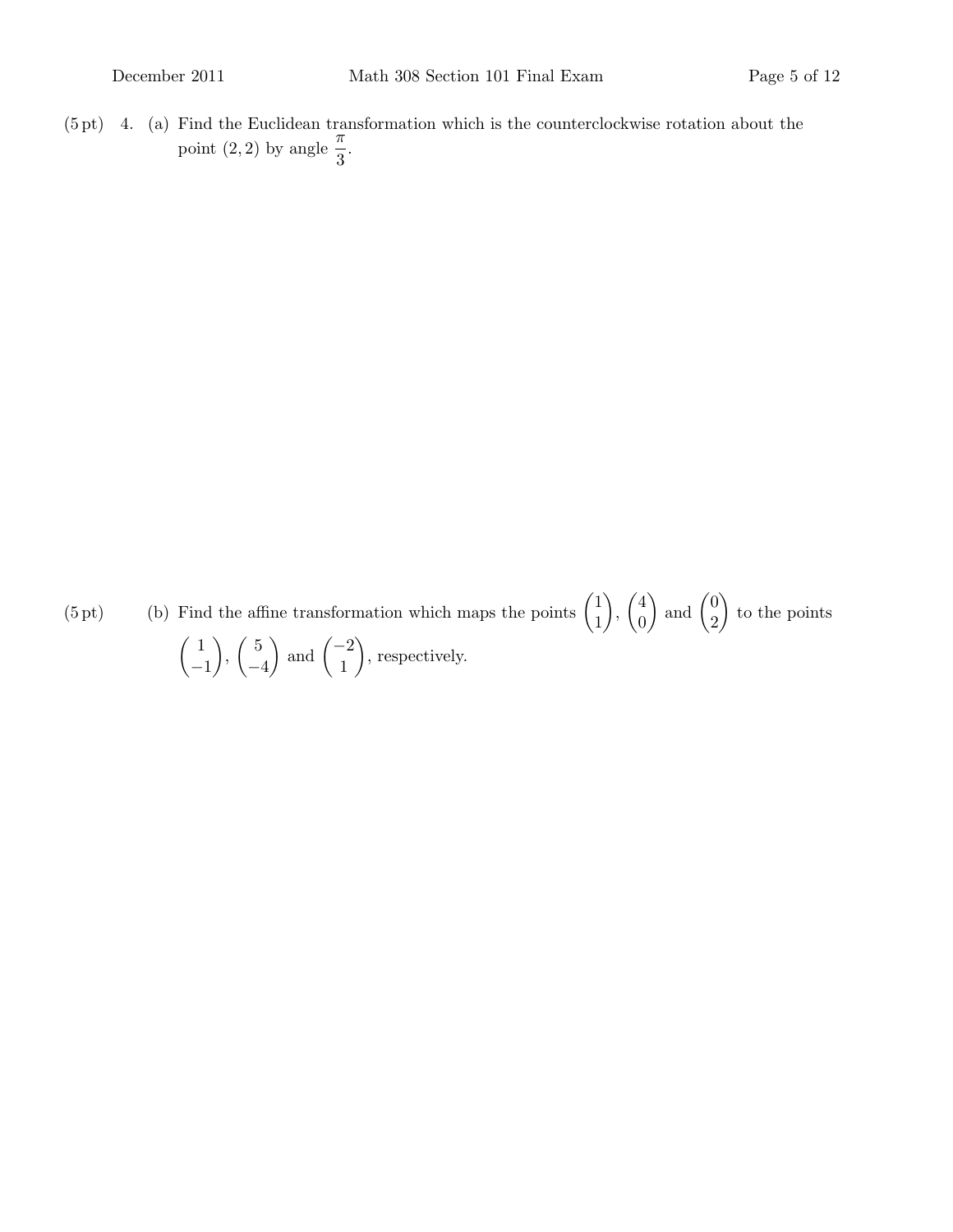(5 pt) 4. (a) Find the Euclidean transformation which is the counterclockwise rotation about the point $(2, 2)$ by angle $\frac{\pi}{3}$.

(5 pt) (b) Find the affine transformation which maps the points $\begin{pmatrix} 1 \\ 1 \end{pmatrix}$, $\begin{pmatrix} 4 \\ 0 \end{pmatrix}$ and $\begin{pmatrix} 0 \\ 2 \end{pmatrix}$ to the points $\begin{pmatrix} 1 \\ -1 \end{pmatrix}$, $\begin{pmatrix} 5 \\ -4 \end{pmatrix}$ and $\begin{pmatrix} -2 \\ 1 \end{pmatrix}$, respectively.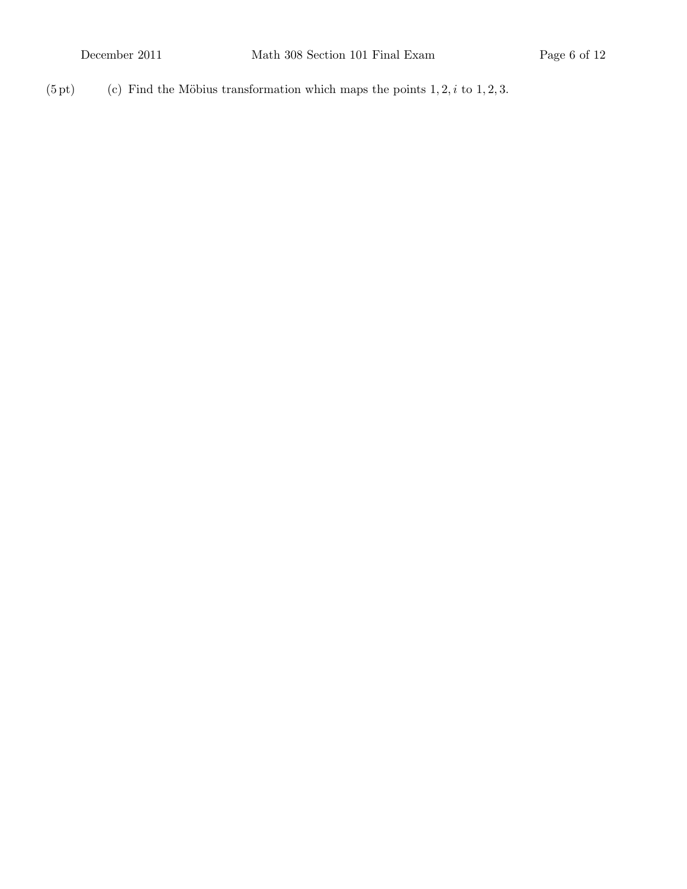(5 pt) (c) Find the Möbius transformation which maps the points $1, 2, i$ to $1, 2, 3$.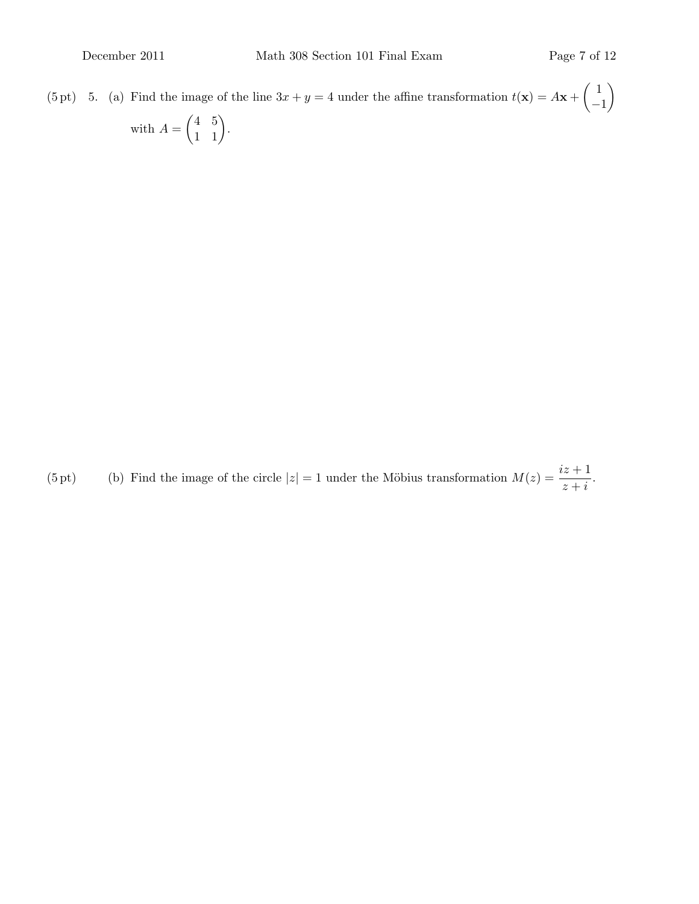(5 pt) 5. (a) Find the image of the line $3x + y = 4$ under the affine transformation $t(\mathbf{x}) = A\mathbf{x} + \begin{pmatrix} 1 \\ -1 \end{pmatrix}$ with $A = \begin{pmatrix} 4 & 5 \\ 1 & 1 \end{pmatrix}$.

(5 pt) (b) Find the image of the circle $|z| = 1$ under the Möbius transformation $M(z) = \dfrac{iz + 1}{z + i}$.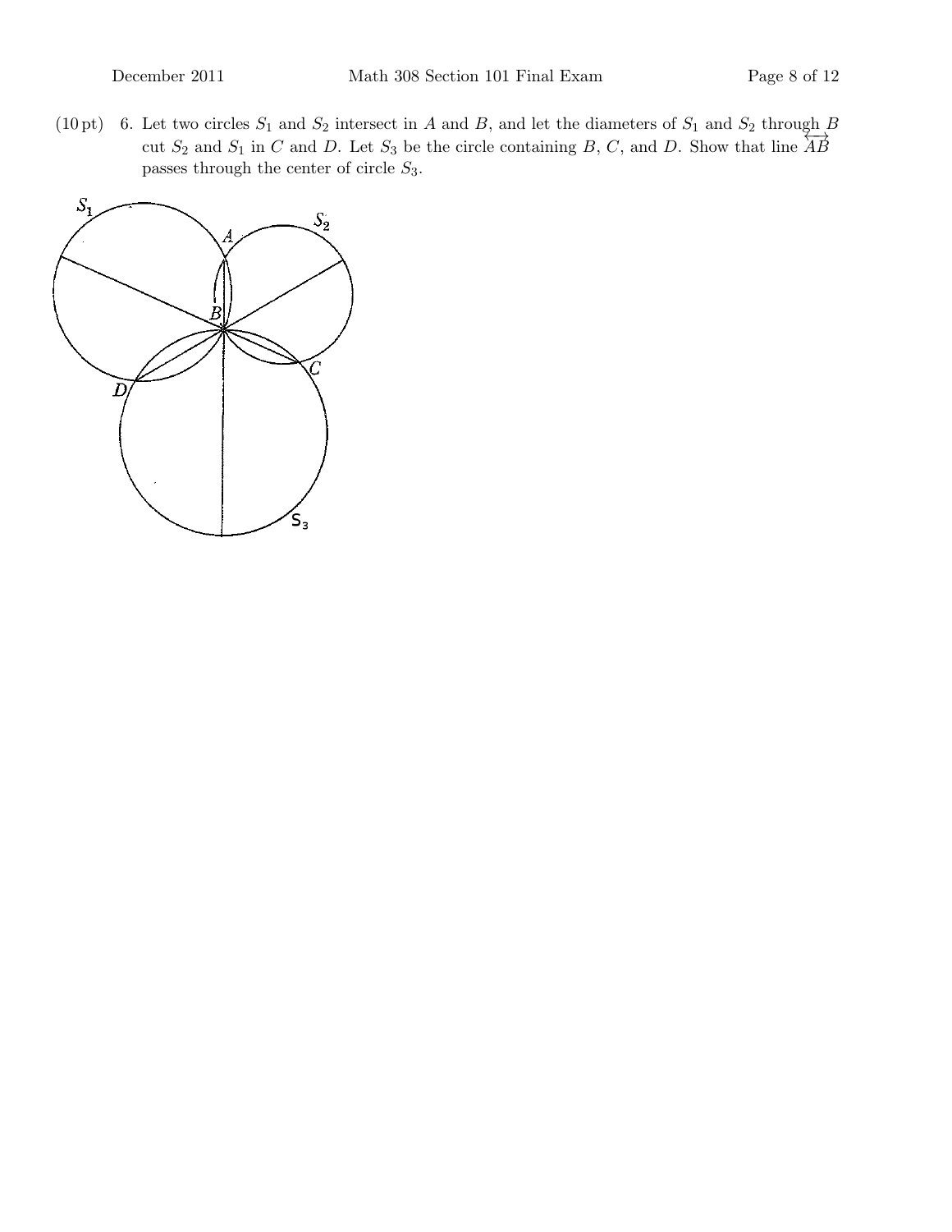(10 pt) 6. Let two circles $S_1$ and $S_2$ intersect in $A$ and $B$, and let the diameters of $S_1$ and $S_2$ through $B$ cut $S_2$ and $S_1$ in $C$ and $D$. Let $S_3$ be the circle containing $B$, $C$, and $D$. Show that line $\overleftrightarrow{AB}$ passes through the center of circle $S_3$.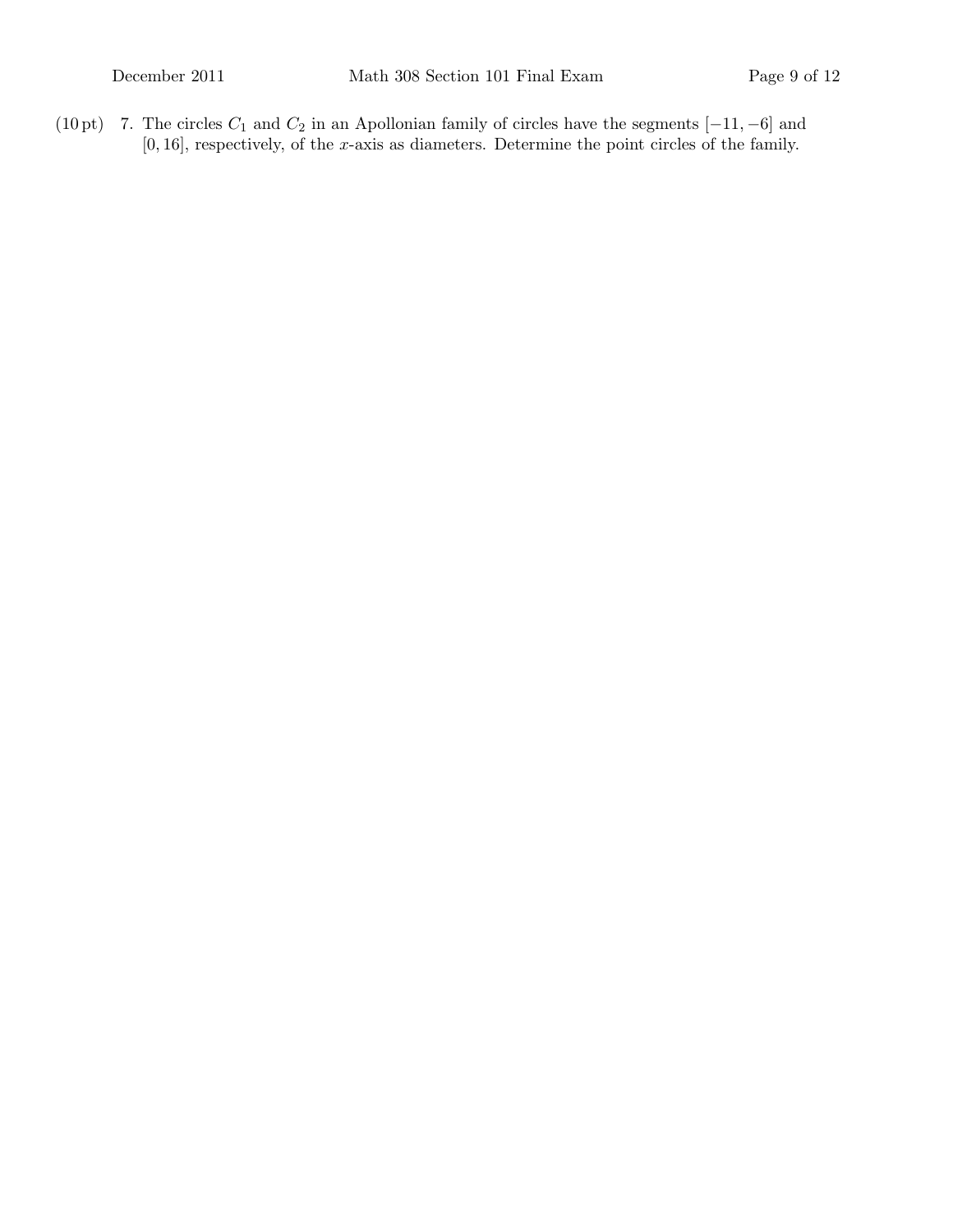(10 pt) 7. The circles $C_1$ and $C_2$ in an Apollonian family of circles have the segments $[-11, -6]$ and $[0, 16]$, respectively, of the $x$-axis as diameters. Determine the point circles of the family.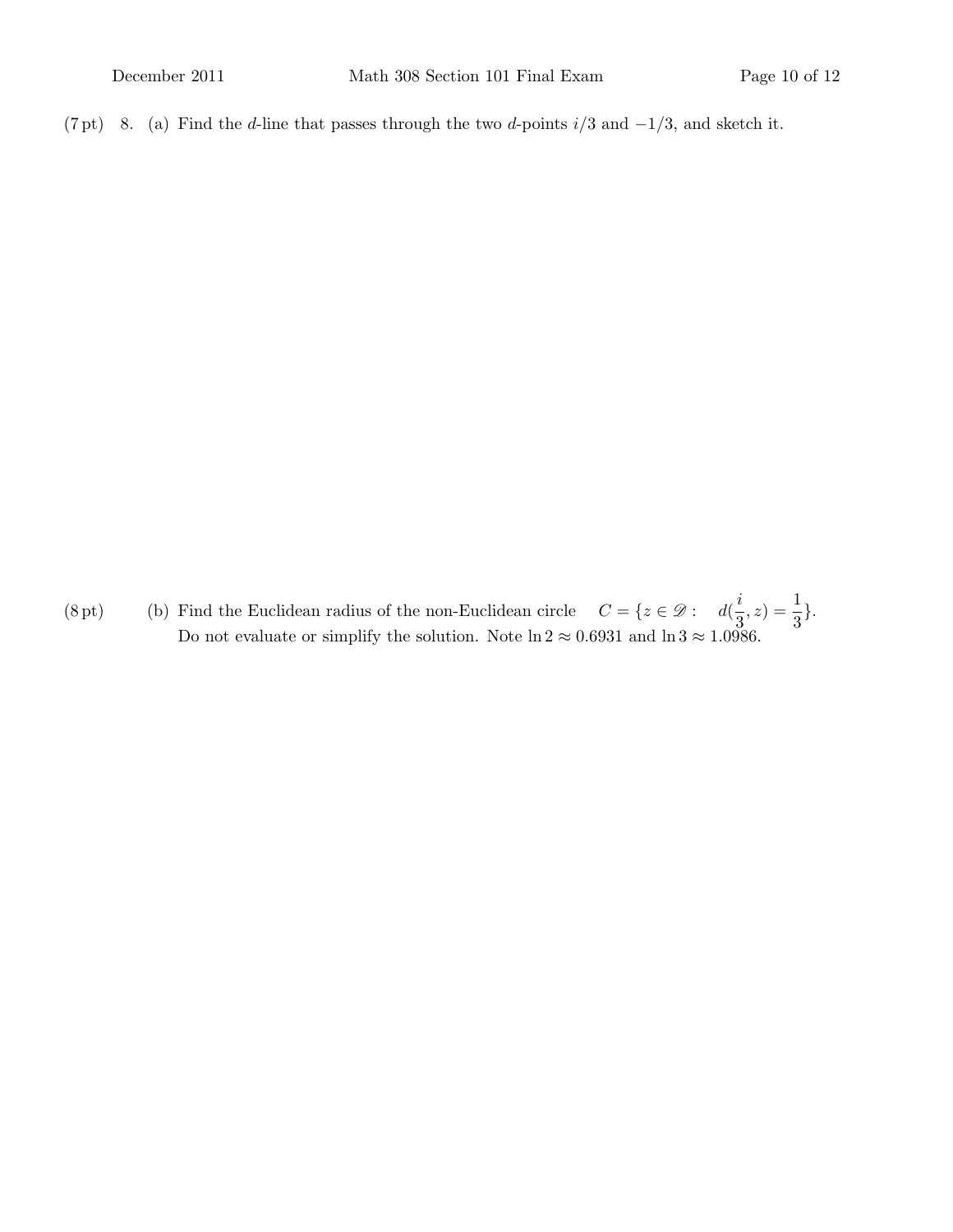(7 pt) 8. (a) Find the $d$-line that passes through the two $d$-points $i/3$ and $-1/3$, and sketch it.

(8 pt) (b) Find the Euclidean radius of the non-Euclidean circle $C = \{z \in \mathscr{D} : \quad d(\frac{i}{3}, z) = \frac{1}{3}\}$. Do not evaluate or simplify the solution. Note $\ln 2 \approx 0.6931$ and $\ln 3 \approx 1.0986$.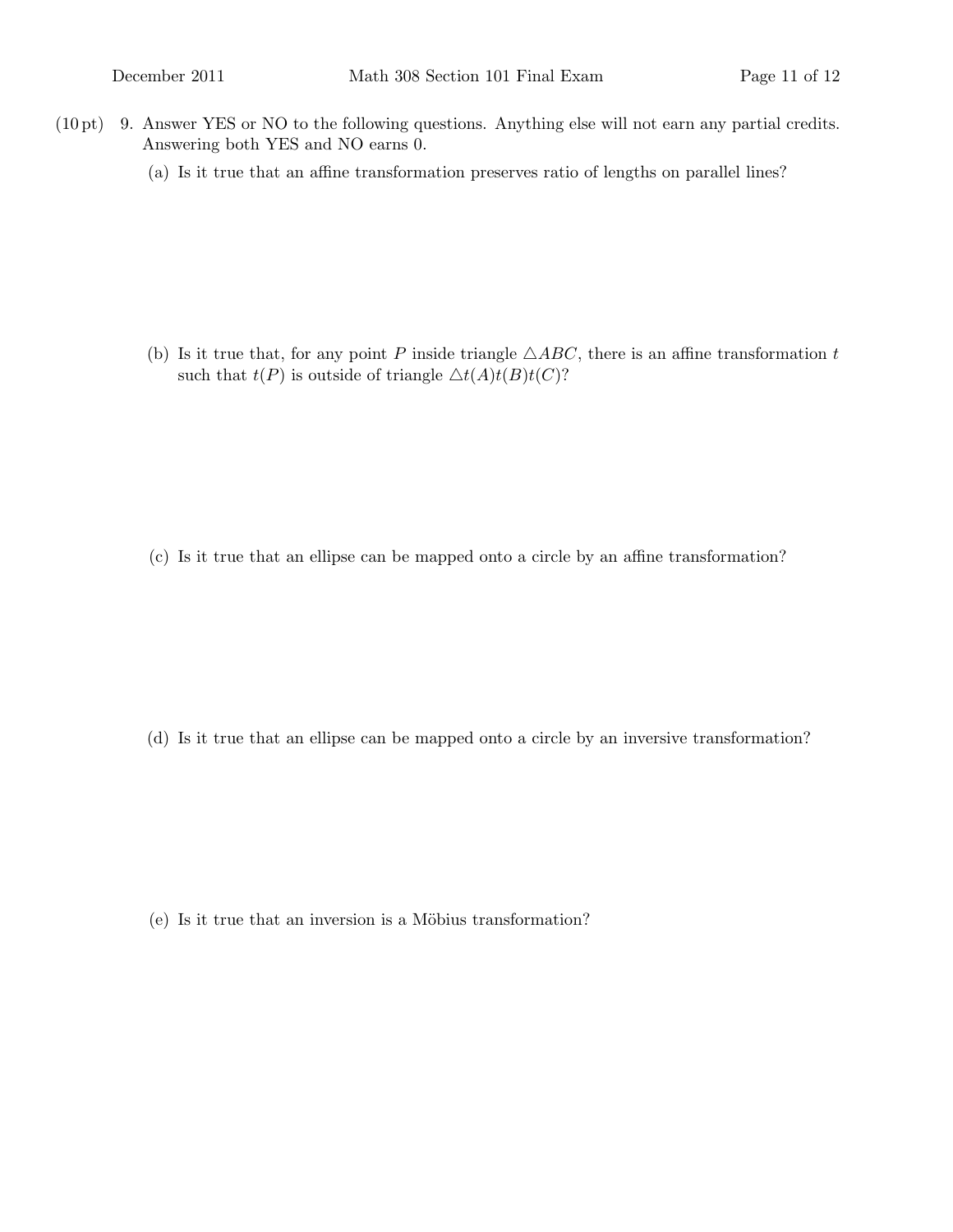(10 pt) 9. Answer YES or NO to the following questions. Anything else will not earn any partial credits. Answering both YES and NO earns 0.

(a) Is it true that an affine transformation preserves ratio of lengths on parallel lines?

(b) Is it true that, for any point $P$ inside triangle $\triangle ABC$, there is an affine transformation $t$ such that $t(P)$ is outside of triangle $\triangle t(A)t(B)t(C)$?

(c) Is it true that an ellipse can be mapped onto a circle by an affine transformation?

(d) Is it true that an ellipse can be mapped onto a circle by an inversive transformation?

(e) Is it true that an inversion is a Möbius transformation?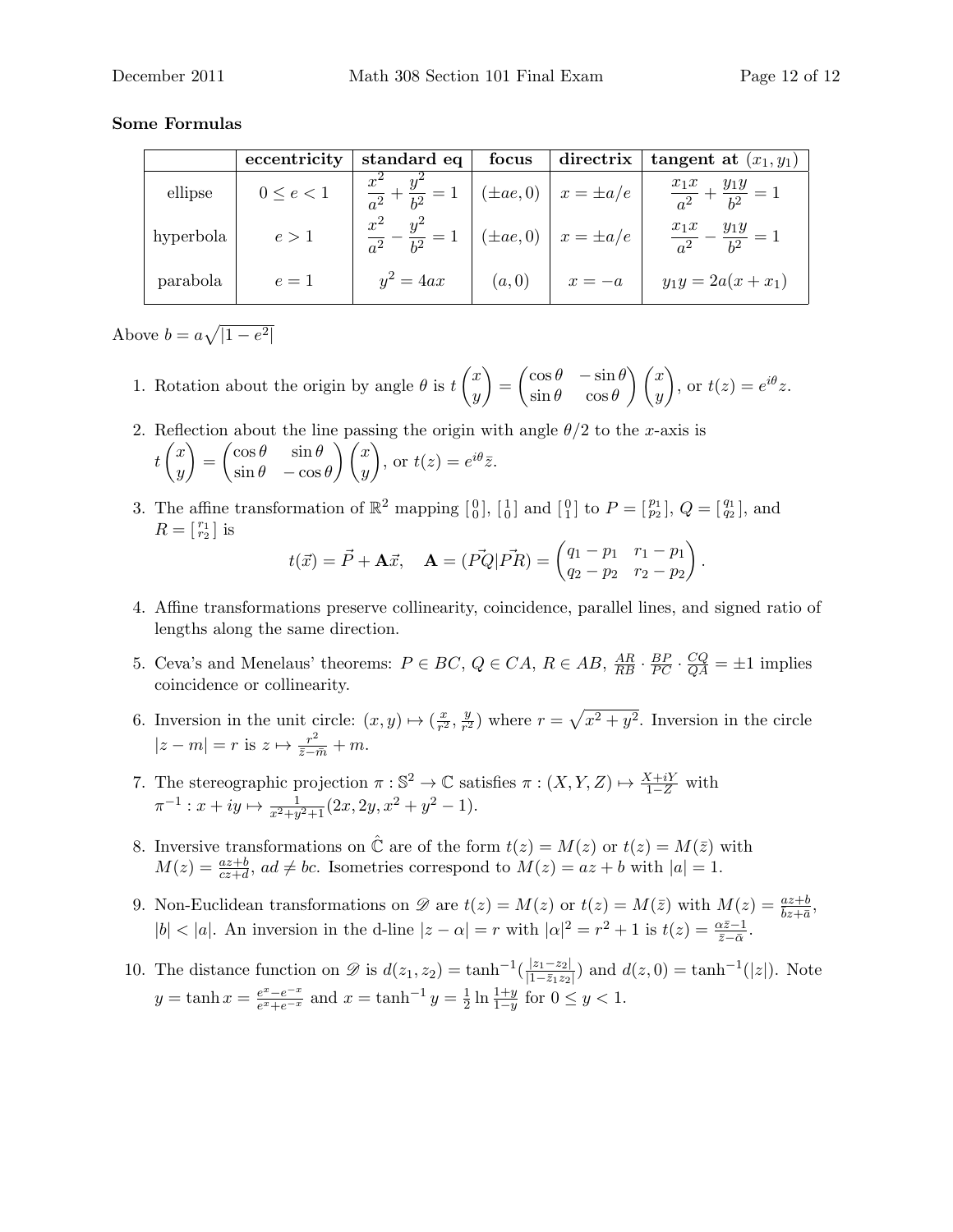**Some Formulas**

| | eccentricity | standard eq | focus | directrix | tangent at $(x_1, y_1)$ |
|---|---|---|---|---|---|
| ellipse | $0 \le e < 1$ | $\frac{x^2}{a^2} + \frac{y^2}{b^2} = 1$ | $(\pm ae, 0)$ | $x = \pm a/e$ | $\frac{x_1 x}{a^2} + \frac{y_1 y}{b^2} = 1$ |
| hyperbola | $e > 1$ | $\frac{x^2}{a^2} - \frac{y^2}{b^2} = 1$ | $(\pm ae, 0)$ | $x = \pm a/e$ | $\frac{x_1 x}{a^2} - \frac{y_1 y}{b^2} = 1$ |
| parabola | $e = 1$ | $y^2 = 4ax$ | $(a, 0)$ | $x = -a$ | $y_1 y = 2a(x + x_1)$ |

Above $b = a\sqrt{|1 - e^2|}$

1. Rotation about the origin by angle $\theta$ is $t\begin{pmatrix} x \\ y \end{pmatrix} = \begin{pmatrix} \cos\theta & -\sin\theta \\ \sin\theta & \cos\theta \end{pmatrix}\begin{pmatrix} x \\ y \end{pmatrix}$, or $t(z) = e^{i\theta}z$.

2. Reflection about the line passing the origin with angle $\theta/2$ to the $x$-axis is $t\begin{pmatrix} x \\ y \end{pmatrix} = \begin{pmatrix} \cos\theta & \sin\theta \\ \sin\theta & -\cos\theta \end{pmatrix}\begin{pmatrix} x \\ y \end{pmatrix}$, or $t(z) = e^{i\theta}\bar{z}$.

3. The affine transformation of $\mathbb{R}^2$ mapping $\left[\begin{smallmatrix} 0 \\ 0 \end{smallmatrix}\right]$, $\left[\begin{smallmatrix} 1 \\ 0 \end{smallmatrix}\right]$ and $\left[\begin{smallmatrix} 0 \\ 1 \end{smallmatrix}\right]$ to $P = \left[\begin{smallmatrix} p_1 \\ p_2 \end{smallmatrix}\right]$, $Q = \left[\begin{smallmatrix} q_1 \\ q_2 \end{smallmatrix}\right]$, and $R = \left[\begin{smallmatrix} r_1 \\ r_2 \end{smallmatrix}\right]$ is
$$t(\vec{x}) = \vec{P} + \mathbf{A}\vec{x}, \quad \mathbf{A} = (\vec{PQ}|\vec{PR}) = \begin{pmatrix} q_1 - p_1 & r_1 - p_1 \\ q_2 - p_2 & r_2 - p_2 \end{pmatrix}.$$

4. Affine transformations preserve collinearity, coincidence, parallel lines, and signed ratio of lengths along the same direction.

5. Ceva's and Menelaus' theorems: $P \in BC$, $Q \in CA$, $R \in AB$, $\frac{AR}{RB} \cdot \frac{BP}{PC} \cdot \frac{CQ}{QA} = \pm 1$ implies coincidence or collinearity.

6. Inversion in the unit circle: $(x, y) \mapsto (\frac{x}{r^2}, \frac{y}{r^2})$ where $r = \sqrt{x^2 + y^2}$. Inversion in the circle $|z - m| = r$ is $z \mapsto \frac{r^2}{\bar{z} - \bar{m}} + m$.

7. The stereographic projection $\pi : \mathbb{S}^2 \to \mathbb{C}$ satisfies $\pi : (X, Y, Z) \mapsto \frac{X + iY}{1 - Z}$ with $\pi^{-1} : x + iy \mapsto \frac{1}{x^2 + y^2 + 1}(2x, 2y, x^2 + y^2 - 1)$.

8. Inversive transformations on $\hat{\mathbb{C}}$ are of the form $t(z) = M(z)$ or $t(z) = M(\bar{z})$ with $M(z) = \frac{az + b}{cz + d}$, $ad \neq bc$. Isometries correspond to $M(z) = az + b$ with $|a| = 1$.

9. Non-Euclidean transformations on $\mathscr{D}$ are $t(z) = M(z)$ or $t(z) = M(\bar{z})$ with $M(z) = \frac{az + b}{\bar{b}z + \bar{a}}$, $|b| < |a|$. An inversion in the d-line $|z - \alpha| = r$ with $|\alpha|^2 = r^2 + 1$ is $t(z) = \frac{\alpha\bar{z} - 1}{\bar{z} - \bar{\alpha}}$.

10. The distance function on $\mathscr{D}$ is $d(z_1, z_2) = \tanh^{-1}(\frac{|z_1 - z_2|}{|1 - \bar{z}_1 z_2|})$ and $d(z, 0) = \tanh^{-1}(|z|)$. Note $y = \tanh x = \frac{e^x - e^{-x}}{e^x + e^{-x}}$ and $x = \tanh^{-1} y = \frac{1}{2}\ln\frac{1 + y}{1 - y}$ for $0 \le y < 1$.